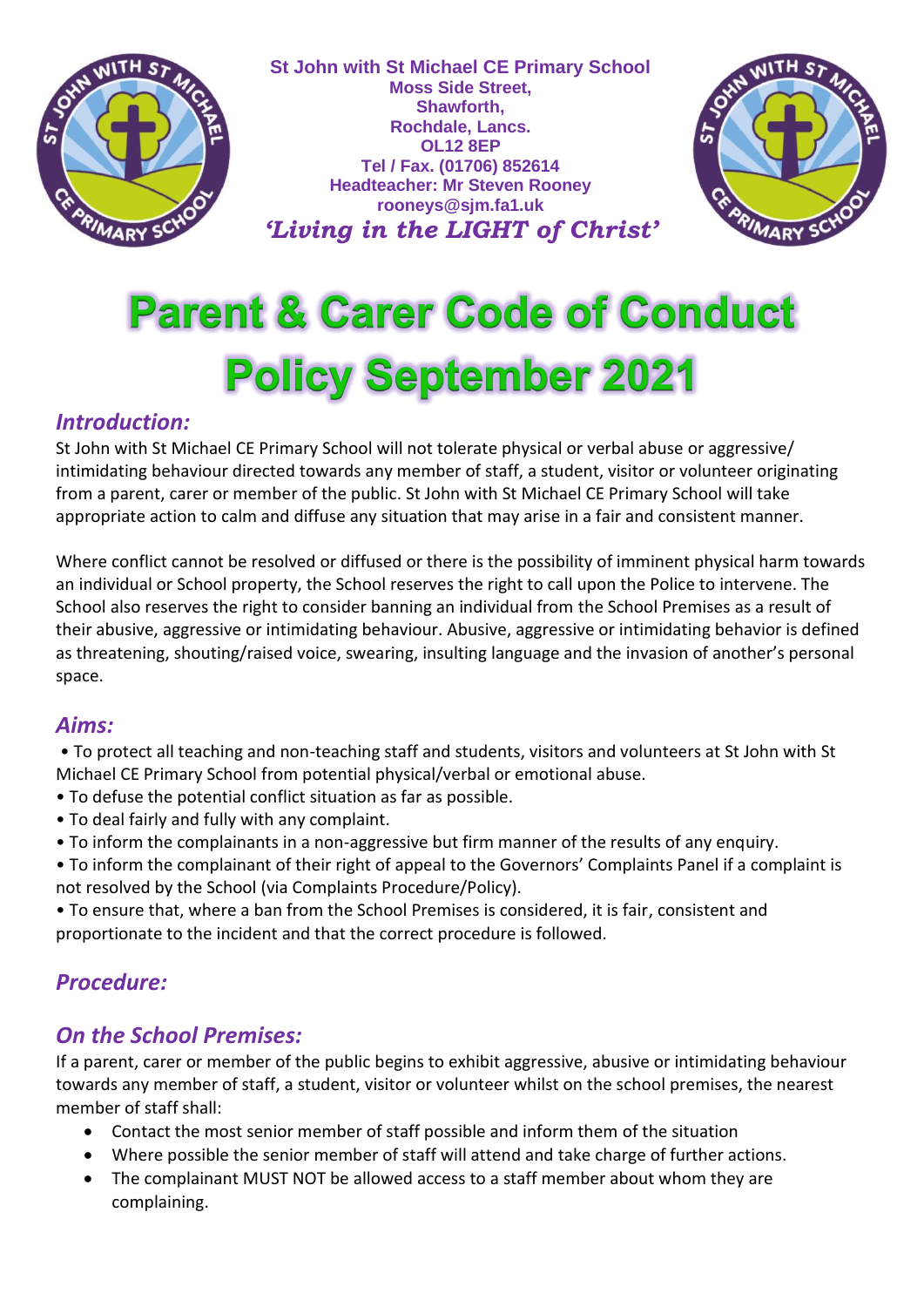St John with St Michael CE Primary School
Moss Side Street,
Shawforth,
Rochdale, Lancs.
OL12 8EP
Tel / Fax. (01706) 852614
Headteacher: Mr Steven Rooney
rooneys@sjm.fa1.uk
*'Living in the LIGHT of Christ'*

# Parent & Carer Code of Conduct Policy September 2021

## *Introduction:*

St John with St Michael CE Primary School will not tolerate physical or verbal abuse or aggressive/ intimidating behaviour directed towards any member of staff, a student, visitor or volunteer originating from a parent, carer or member of the public. St John with St Michael CE Primary School will take appropriate action to calm and diffuse any situation that may arise in a fair and consistent manner.

Where conflict cannot be resolved or diffused or there is the possibility of imminent physical harm towards an individual or School property, the School reserves the right to call upon the Police to intervene. The School also reserves the right to consider banning an individual from the School Premises as a result of their abusive, aggressive or intimidating behaviour. Abusive, aggressive or intimidating behavior is defined as threatening, shouting/raised voice, swearing, insulting language and the invasion of another's personal space.

## *Aims:*

- To protect all teaching and non-teaching staff and students, visitors and volunteers at St John with St Michael CE Primary School from potential physical/verbal or emotional abuse.
- To defuse the potential conflict situation as far as possible.
- To deal fairly and fully with any complaint.
- To inform the complainants in a non-aggressive but firm manner of the results of any enquiry.
- To inform the complainant of their right of appeal to the Governors' Complaints Panel if a complaint is not resolved by the School (via Complaints Procedure/Policy).
- To ensure that, where a ban from the School Premises is considered, it is fair, consistent and proportionate to the incident and that the correct procedure is followed.

## *Procedure:*

### *On the School Premises:*

If a parent, carer or member of the public begins to exhibit aggressive, abusive or intimidating behaviour towards any member of staff, a student, visitor or volunteer whilst on the school premises, the nearest member of staff shall:

- Contact the most senior member of staff possible and inform them of the situation
- Where possible the senior member of staff will attend and take charge of further actions.
- The complainant MUST NOT be allowed access to a staff member about whom they are complaining.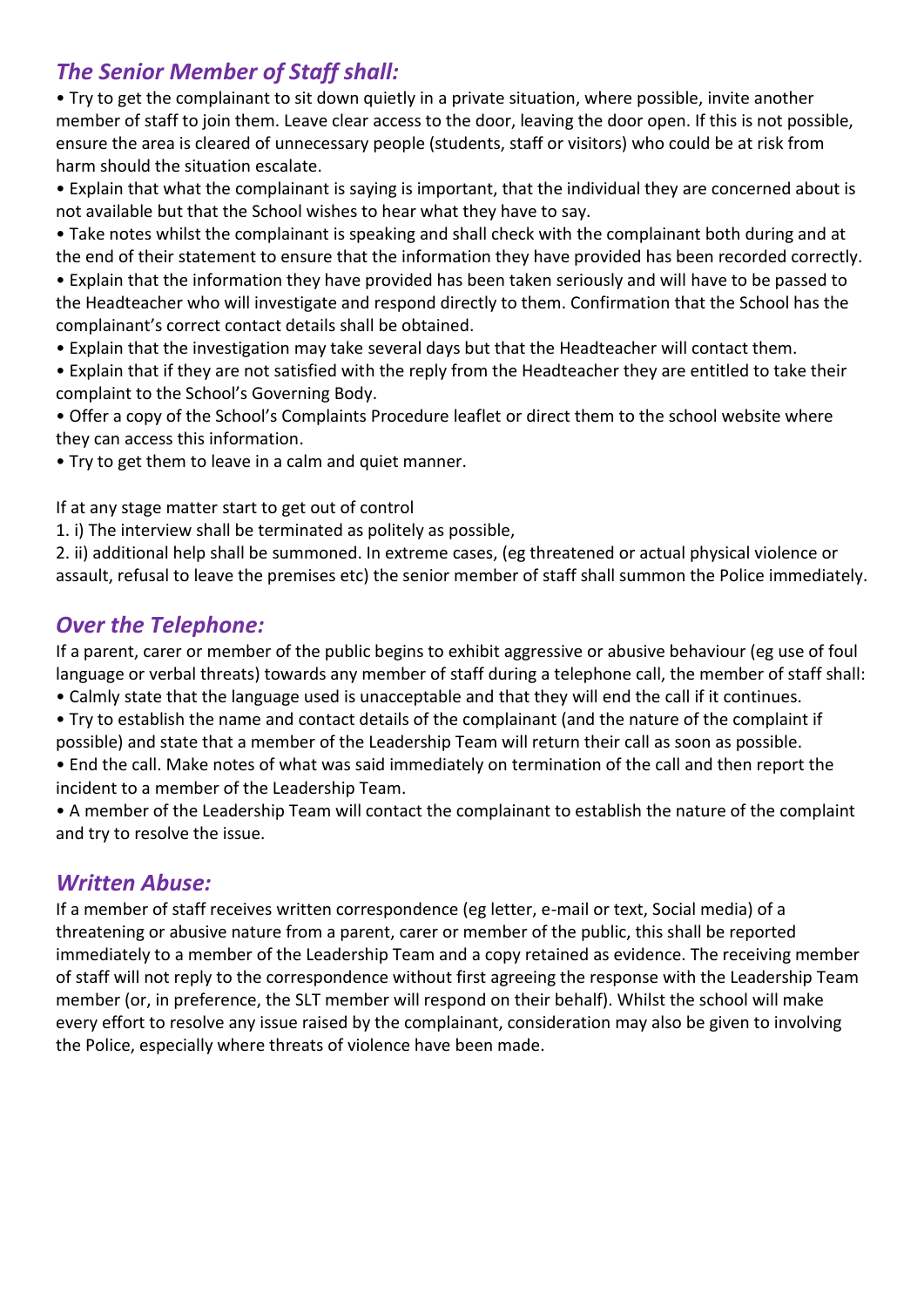## *The Senior Member of Staff shall:*

- Try to get the complainant to sit down quietly in a private situation, where possible, invite another member of staff to join them. Leave clear access to the door, leaving the door open. If this is not possible, ensure the area is cleared of unnecessary people (students, staff or visitors) who could be at risk from harm should the situation escalate.
- Explain that what the complainant is saying is important, that the individual they are concerned about is not available but that the School wishes to hear what they have to say.
- Take notes whilst the complainant is speaking and shall check with the complainant both during and at the end of their statement to ensure that the information they have provided has been recorded correctly.
- Explain that the information they have provided has been taken seriously and will have to be passed to the Headteacher who will investigate and respond directly to them. Confirmation that the School has the complainant's correct contact details shall be obtained.
- Explain that the investigation may take several days but that the Headteacher will contact them.
- Explain that if they are not satisfied with the reply from the Headteacher they are entitled to take their complaint to the School's Governing Body.
- Offer a copy of the School's Complaints Procedure leaflet or direct them to the school website where they can access this information.
- Try to get them to leave in a calm and quiet manner.

If at any stage matter start to get out of control

1. i) The interview shall be terminated as politely as possible,
2. ii) additional help shall be summoned. In extreme cases, (eg threatened or actual physical violence or assault, refusal to leave the premises etc) the senior member of staff shall summon the Police immediately.

## *Over the Telephone:*

If a parent, carer or member of the public begins to exhibit aggressive or abusive behaviour (eg use of foul language or verbal threats) towards any member of staff during a telephone call, the member of staff shall:

- Calmly state that the language used is unacceptable and that they will end the call if it continues.
- Try to establish the name and contact details of the complainant (and the nature of the complaint if possible) and state that a member of the Leadership Team will return their call as soon as possible.
- End the call. Make notes of what was said immediately on termination of the call and then report the incident to a member of the Leadership Team.
- A member of the Leadership Team will contact the complainant to establish the nature of the complaint and try to resolve the issue.

## *Written Abuse:*

If a member of staff receives written correspondence (eg letter, e-mail or text, Social media) of a threatening or abusive nature from a parent, carer or member of the public, this shall be reported immediately to a member of the Leadership Team and a copy retained as evidence. The receiving member of staff will not reply to the correspondence without first agreeing the response with the Leadership Team member (or, in preference, the SLT member will respond on their behalf). Whilst the school will make every effort to resolve any issue raised by the complainant, consideration may also be given to involving the Police, especially where threats of violence have been made.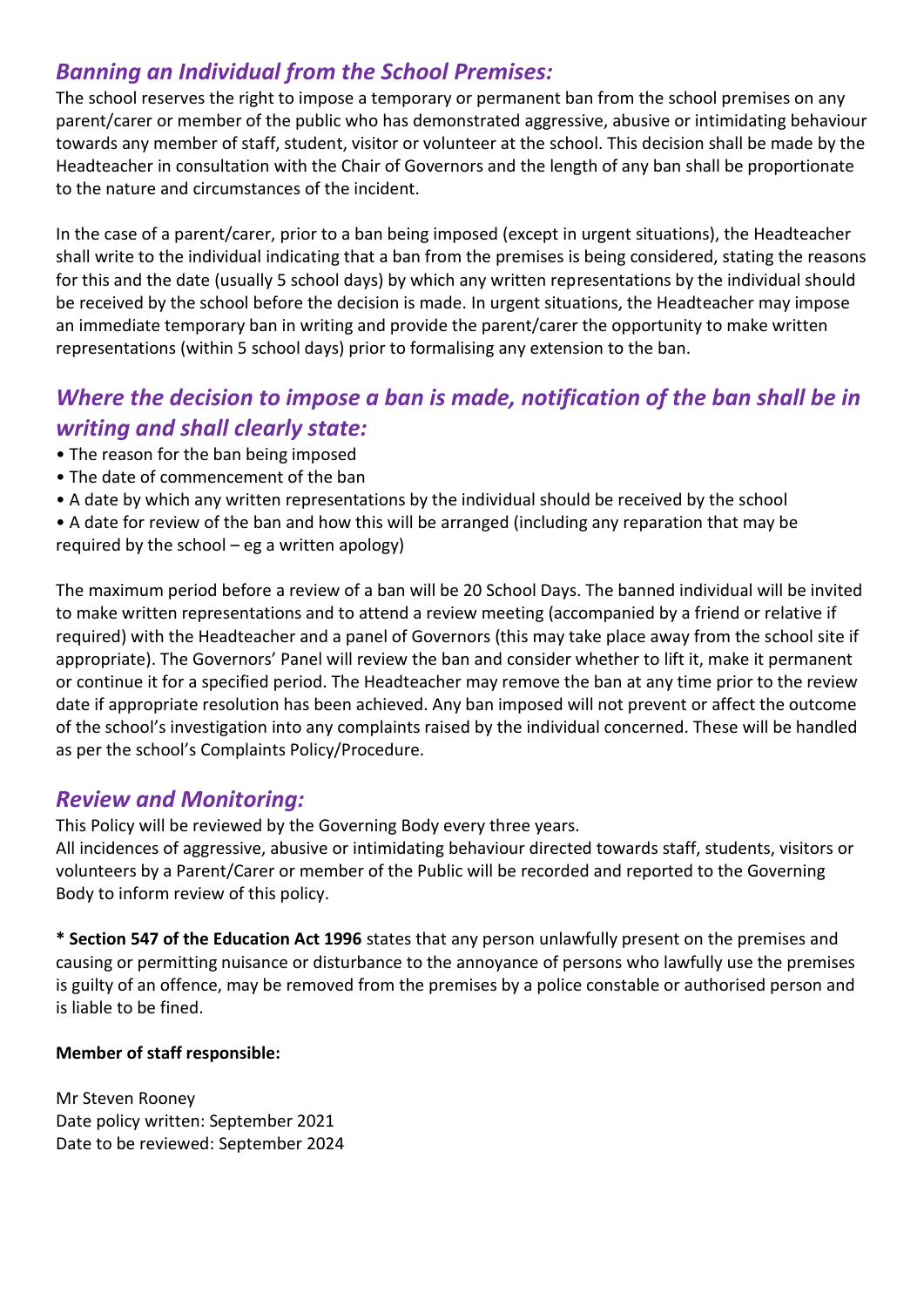## *Banning an Individual from the School Premises:*

The school reserves the right to impose a temporary or permanent ban from the school premises on any parent/carer or member of the public who has demonstrated aggressive, abusive or intimidating behaviour towards any member of staff, student, visitor or volunteer at the school. This decision shall be made by the Headteacher in consultation with the Chair of Governors and the length of any ban shall be proportionate to the nature and circumstances of the incident.

In the case of a parent/carer, prior to a ban being imposed (except in urgent situations), the Headteacher shall write to the individual indicating that a ban from the premises is being considered, stating the reasons for this and the date (usually 5 school days) by which any written representations by the individual should be received by the school before the decision is made. In urgent situations, the Headteacher may impose an immediate temporary ban in writing and provide the parent/carer the opportunity to make written representations (within 5 school days) prior to formalising any extension to the ban.

## *Where the decision to impose a ban is made, notification of the ban shall be in writing and shall clearly state:*

- The reason for the ban being imposed
- The date of commencement of the ban
- A date by which any written representations by the individual should be received by the school
- A date for review of the ban and how this will be arranged (including any reparation that may be required by the school – eg a written apology)

The maximum period before a review of a ban will be 20 School Days. The banned individual will be invited to make written representations and to attend a review meeting (accompanied by a friend or relative if required) with the Headteacher and a panel of Governors (this may take place away from the school site if appropriate). The Governors' Panel will review the ban and consider whether to lift it, make it permanent or continue it for a specified period. The Headteacher may remove the ban at any time prior to the review date if appropriate resolution has been achieved. Any ban imposed will not prevent or affect the outcome of the school's investigation into any complaints raised by the individual concerned. These will be handled as per the school's Complaints Policy/Procedure.

## *Review and Monitoring:*

This Policy will be reviewed by the Governing Body every three years.
All incidences of aggressive, abusive or intimidating behaviour directed towards staff, students, visitors or volunteers by a Parent/Carer or member of the Public will be recorded and reported to the Governing Body to inform review of this policy.

**\* Section 547 of the Education Act 1996** states that any person unlawfully present on the premises and causing or permitting nuisance or disturbance to the annoyance of persons who lawfully use the premises is guilty of an offence, may be removed from the premises by a police constable or authorised person and is liable to be fined.

**Member of staff responsible:**

Mr Steven Rooney
Date policy written: September 2021
Date to be reviewed: September 2024